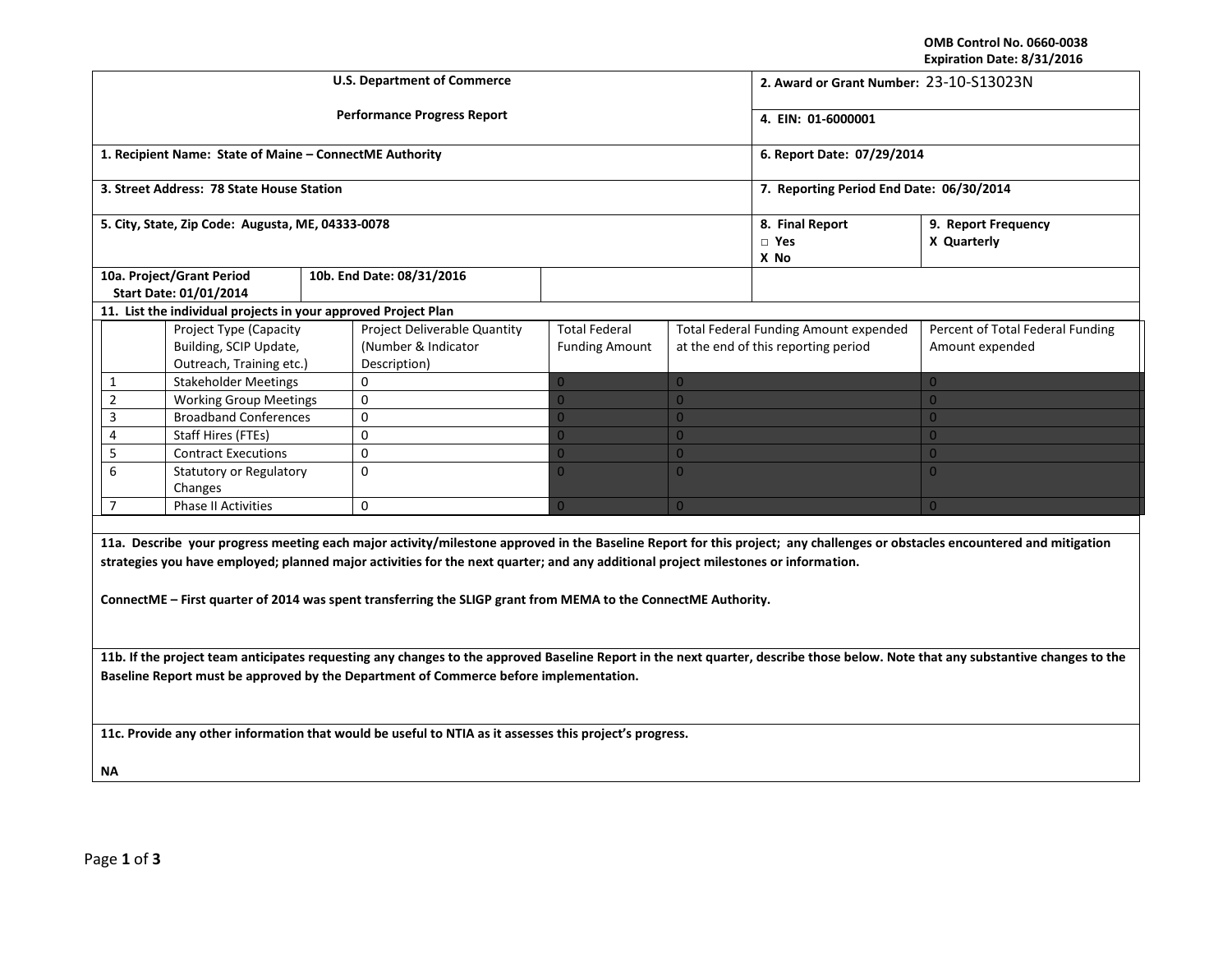OMB Control No. 0660-0038
Expiration Date: 8/31/2016

| U.S. Department of Commerce<br>Performance Progress Report | 2. Award or Grant Number: 23-10-S13023N<br>4. EIN: 01-6000001 | |
|---|---|---|
| **1. Recipient Name: State of Maine – ConnectME Authority** | **6. Report Date: 07/29/2014** | |
| **3. Street Address: 78 State House Station** | **7. Reporting Period End Date: 06/30/2014** | |
| **5. City, State, Zip Code: Augusta, ME, 04333-0078** | **8. Final Report**<br>□ Yes<br>X No | **9. Report Frequency**<br>X Quarterly |
| **10a. Project/Grant Period Start Date: 01/01/2014** | **10b. End Date: 08/31/2016** | |

**11. List the individual projects in your approved Project Plan**

| | Project Type (Capacity Building, SCIP Update, Outreach, Training etc.) | Project Deliverable Quantity (Number & Indicator Description) | Total Federal Funding Amount | Total Federal Funding Amount expended at the end of this reporting period | Percent of Total Federal Funding Amount expended |
|---|---|---|---|---|---|
| 1 | Stakeholder Meetings | 0 | 0 | 0 | 0 |
| 2 | Working Group Meetings | 0 | 0 | 0 | 0 |
| 3 | Broadband Conferences | 0 | 0 | 0 | 0 |
| 4 | Staff Hires (FTEs) | 0 | 0 | 0 | 0 |
| 5 | Contract Executions | 0 | 0 | 0 | 0 |
| 6 | Statutory or Regulatory Changes | 0 | 0 | 0 | 0 |
| 7 | Phase II Activities | 0 | 0 | 0 | 0 |

**11a. Describe your progress meeting each major activity/milestone approved in the Baseline Report for this project; any challenges or obstacles encountered and mitigation strategies you have employed; planned major activities for the next quarter; and any additional project milestones or information.**

**ConnectME – First quarter of 2014 was spent transferring the SLIGP grant from MEMA to the ConnectME Authority.**

**11b. If the project team anticipates requesting any changes to the approved Baseline Report in the next quarter, describe those below. Note that any substantive changes to the Baseline Report must be approved by the Department of Commerce before implementation.**

**11c. Provide any other information that would be useful to NTIA as it assesses this project's progress.**

**NA**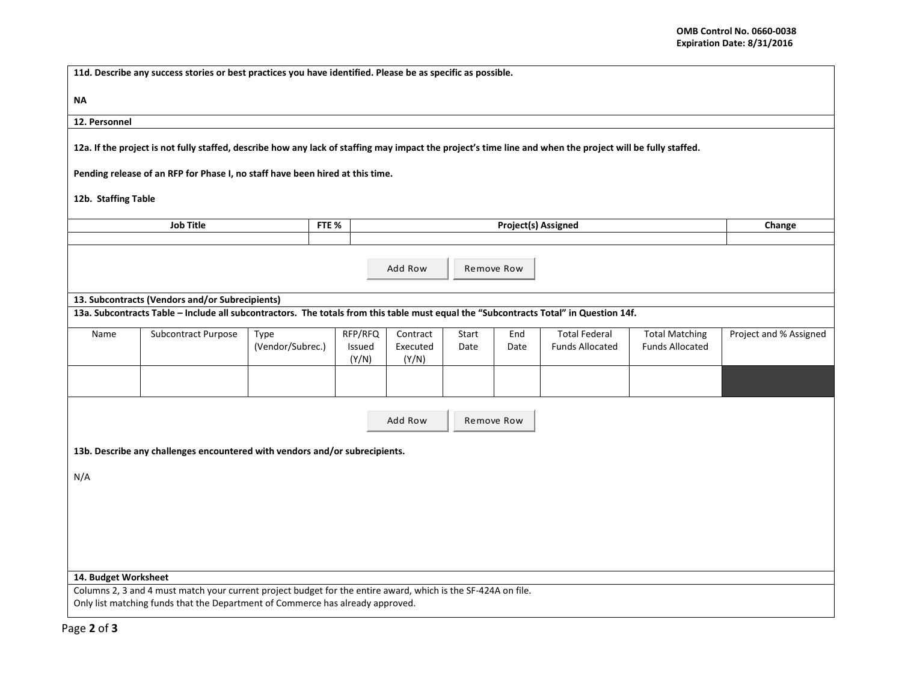**11d. Describe any success stories or best practices you have identified. Please be as specific as possible.**

**NA**

## 12. Personnel

**12a. If the project is not fully staffed, describe how any lack of staffing may impact the project's time line and when the project will be fully staffed.**

**Pending release of an RFP for Phase I, no staff have been hired at this time.**

**12b. Staffing Table**

| Job Title | FTE % | Project(s) Assigned | Change |
|---|---|---|---|
| | | | |

Add Row | Remove Row

## 13. Subcontracts (Vendors and/or Subrecipients)

**13a. Subcontracts Table – Include all subcontractors. The totals from this table must equal the "Subcontracts Total" in Question 14f.**

| Name | Subcontract Purpose | Type (Vendor/Subrec.) | RFP/RFQ Issued (Y/N) | Contract Executed (Y/N) | Start Date | End Date | Total Federal Funds Allocated | Total Matching Funds Allocated | Project and % Assigned |
|---|---|---|---|---|---|---|---|---|---|
| | | | | | | | | | |

Add Row | Remove Row

**13b. Describe any challenges encountered with vendors and/or subrecipients.**

N/A

## 14. Budget Worksheet

Columns 2, 3 and 4 must match your current project budget for the entire award, which is the SF-424A on file.
Only list matching funds that the Department of Commerce has already approved.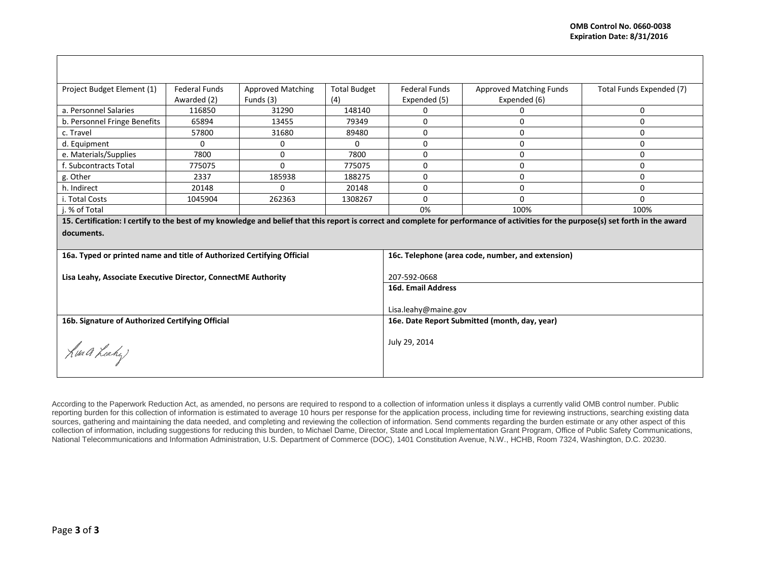**OMB Control No. 0660-0038**
**Expiration Date: 8/31/2016**

| Project Budget Element (1) | Federal Funds Awarded (2) | Approved Matching Funds (3) | Total Budget (4) | Federal Funds Expended (5) | Approved Matching Funds Expended (6) | Total Funds Expended (7) |
|---|---|---|---|---|---|---|
| a. Personnel Salaries | 116850 | 31290 | 148140 | 0 | 0 | 0 |
| b. Personnel Fringe Benefits | 65894 | 13455 | 79349 | 0 | 0 | 0 |
| c. Travel | 57800 | 31680 | 89480 | 0 | 0 | 0 |
| d. Equipment | 0 | 0 | 0 | 0 | 0 | 0 |
| e. Materials/Supplies | 7800 | 0 | 7800 | 0 | 0 | 0 |
| f. Subcontracts Total | 775075 | 0 | 775075 | 0 | 0 | 0 |
| g. Other | 2337 | 185938 | 188275 | 0 | 0 | 0 |
| h. Indirect | 20148 | 0 | 20148 | 0 | 0 | 0 |
| i. Total Costs | 1045904 | 262363 | 1308267 | 0 | 0 | 0 |
| j. % of Total | | | | 0% | 100% | 100% |

**15. Certification: I certify to the best of my knowledge and belief that this report is correct and complete for performance of activities for the purpose(s) set forth in the award documents.**

**16a. Typed or printed name and title of Authorized Certifying Official**

**Lisa Leahy, Associate Executive Director, ConnectME Authority**

**16c. Telephone (area code, number, and extension)**

207-592-0668

**16d. Email Address**

Lisa.leahy@maine.gov

**16b. Signature of Authorized Certifying Official**

Lisa A Leahy

**16e. Date Report Submitted (month, day, year)**

July 29, 2014

According to the Paperwork Reduction Act, as amended, no persons are required to respond to a collection of information unless it displays a currently valid OMB control number. Public reporting burden for this collection of information is estimated to average 10 hours per response for the application process, including time for reviewing instructions, searching existing data sources, gathering and maintaining the data needed, and completing and reviewing the collection of information. Send comments regarding the burden estimate or any other aspect of this collection of information, including suggestions for reducing this burden, to Michael Dame, Director, State and Local Implementation Grant Program, Office of Public Safety Communications, National Telecommunications and Information Administration, U.S. Department of Commerce (DOC), 1401 Constitution Avenue, N.W., HCHB, Room 7324, Washington, D.C. 20230.